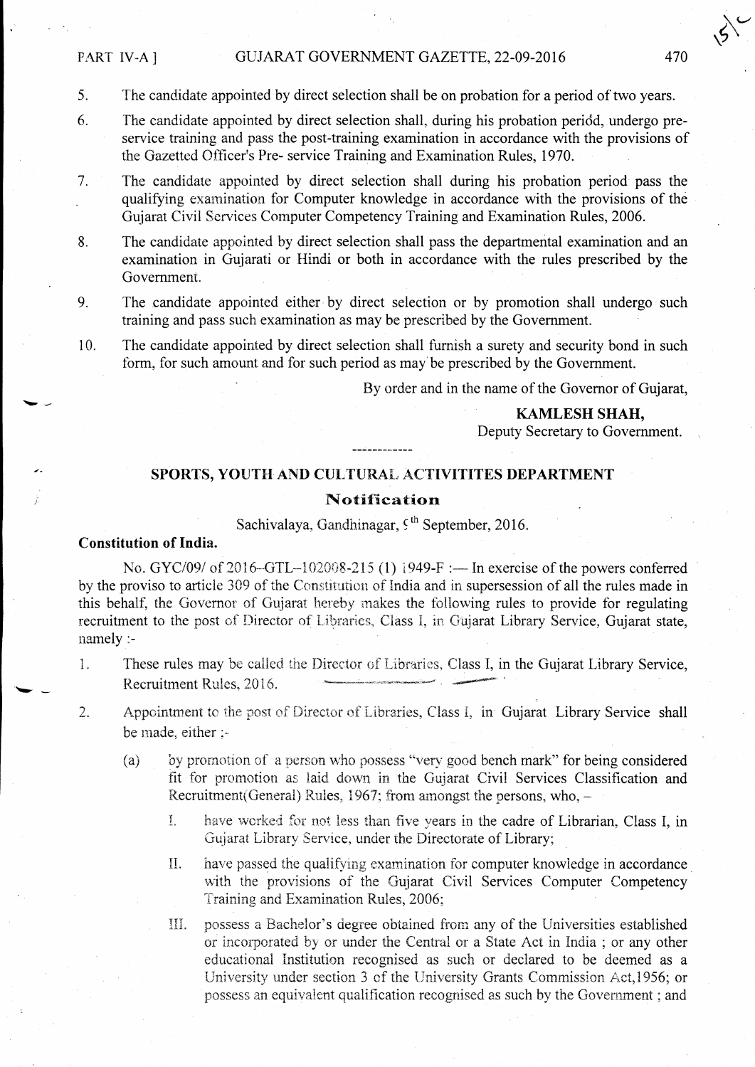5. The candidate appointed by direct selection shall be on probation for a period of two years.

6. The candidate appointed by direct selection shall, during his probation period, undergo pre-service training and pass the post-training examination in accordance with the provisions of the Gazetted Officer's Pre- service Training and Examination Rules, 1970.

7. The candidate appointed by direct selection shall during his probation period pass the qualifying examination for Computer knowledge in accordance with the provisions of the Gujarat Civil Services Computer Competency Training and Examination Rules, 2006.

8. The candidate appointed by direct selection shall pass the departmental examination and an examination in Gujarati or Hindi or both in accordance with the rules prescribed by the Government.

9. The candidate appointed either by direct selection or by promotion shall undergo such training and pass such examination as may be prescribed by the Government.

10. The candidate appointed by direct selection shall furnish a surety and security bond in such form, for such amount and for such period as may be prescribed by the Government.

By order and in the name of the Governor of Gujarat,

**KAMLESH SHAH,**
Deputy Secretary to Government.

------------

## SPORTS, YOUTH AND CULTURAL ACTIVITITES DEPARTMENT

### Notification

Sachivalaya, Gandhinagar, 9th September, 2016.

**Constitution of India.**

No. GYC/09/ of 2016–GTL–102008-215 (1) 1949-F :— In exercise of the powers conferred by the proviso to article 309 of the Constitution of India and in supersession of all the rules made in this behalf, the Governor of Gujarat hereby makes the following rules to provide for regulating recruitment to the post of Director of Libraries, Class I, in Gujarat Library Service, Gujarat state, namely :-

1. These rules may be called the Director of Libraries, Class I, in the Gujarat Library Service, Recruitment Rules, 2016.

2. Appointment to the post of Director of Libraries, Class I, in Gujarat Library Service shall be made, either :-

   (a) by promotion of a person who possess "very good bench mark" for being considered fit for promotion as laid down in the Gujarat Civil Services Classification and Recruitment(General) Rules, 1967; from amongst the persons, who, –

      I. have worked for not less than five years in the cadre of Librarian, Class I, in Gujarat Library Service, under the Directorate of Library;

      II. have passed the qualifying examination for computer knowledge in accordance with the provisions of the Gujarat Civil Services Computer Competency Training and Examination Rules, 2006;

      III. possess a Bachelor's degree obtained from any of the Universities established or incorporated by or under the Central or a State Act in India ; or any other educational Institution recognised as such or declared to be deemed as a University under section 3 of the University Grants Commission Act,1956; or possess an equivalent qualification recognised as such by the Government ; and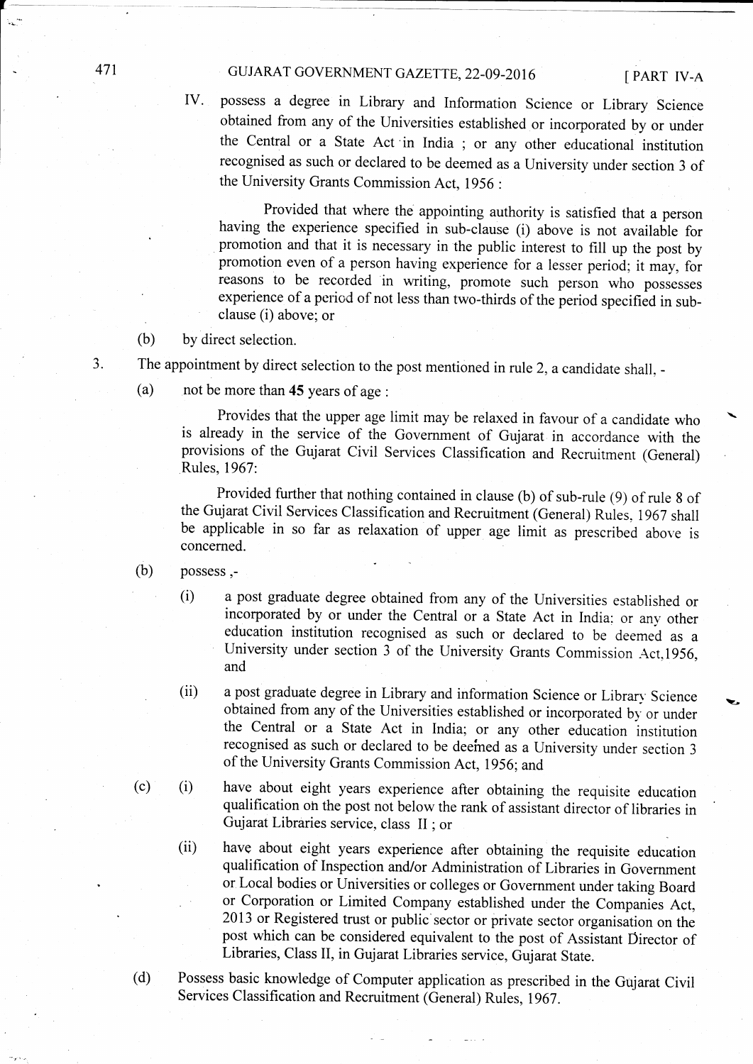IV. possess a degree in Library and Information Science or Library Science obtained from any of the Universities established or incorporated by or under the Central or a State Act in India ; or any other educational institution recognised as such or declared to be deemed as a University under section 3 of the University Grants Commission Act, 1956 :

Provided that where the appointing authority is satisfied that a person having the experience specified in sub-clause (i) above is not available for promotion and that it is necessary in the public interest to fill up the post by promotion even of a person having experience for a lesser period; it may, for reasons to be recorded in writing, promote such person who possesses experience of a period of not less than two-thirds of the period specified in sub-clause (i) above; or

(b) by direct selection.

3. The appointment by direct selection to the post mentioned in rule 2, a candidate shall, -

(a) not be more than **45** years of age :

Provides that the upper age limit may be relaxed in favour of a candidate who is already in the service of the Government of Gujarat in accordance with the provisions of the Gujarat Civil Services Classification and Recruitment (General) Rules, 1967:

Provided further that nothing contained in clause (b) of sub-rule (9) of rule 8 of the Gujarat Civil Services Classification and Recruitment (General) Rules, 1967 shall be applicable in so far as relaxation of upper age limit as prescribed above is concerned.

(b) possess ,-

(i) a post graduate degree obtained from any of the Universities established or incorporated by or under the Central or a State Act in India: or any other education institution recognised as such or declared to be deemed as a University under section 3 of the University Grants Commission Act,1956, and

(ii) a post graduate degree in Library and information Science or Library Science obtained from any of the Universities established or incorporated by or under the Central or a State Act in India; or any other education institution recognised as such or declared to be deemed as a University under section 3 of the University Grants Commission Act, 1956; and

(c) (i) have about eight years experience after obtaining the requisite education qualification on the post not below the rank of assistant director of libraries in Gujarat Libraries service, class II ; or

(ii) have about eight years experience after obtaining the requisite education qualification of Inspection and/or Administration of Libraries in Government or Local bodies or Universities or colleges or Government under taking Board or Corporation or Limited Company established under the Companies Act, 2013 or Registered trust or public sector or private sector organisation on the post which can be considered equivalent to the post of Assistant Director of Libraries, Class II, in Gujarat Libraries service, Gujarat State.

(d) Possess basic knowledge of Computer application as prescribed in the Gujarat Civil Services Classification and Recruitment (General) Rules, 1967.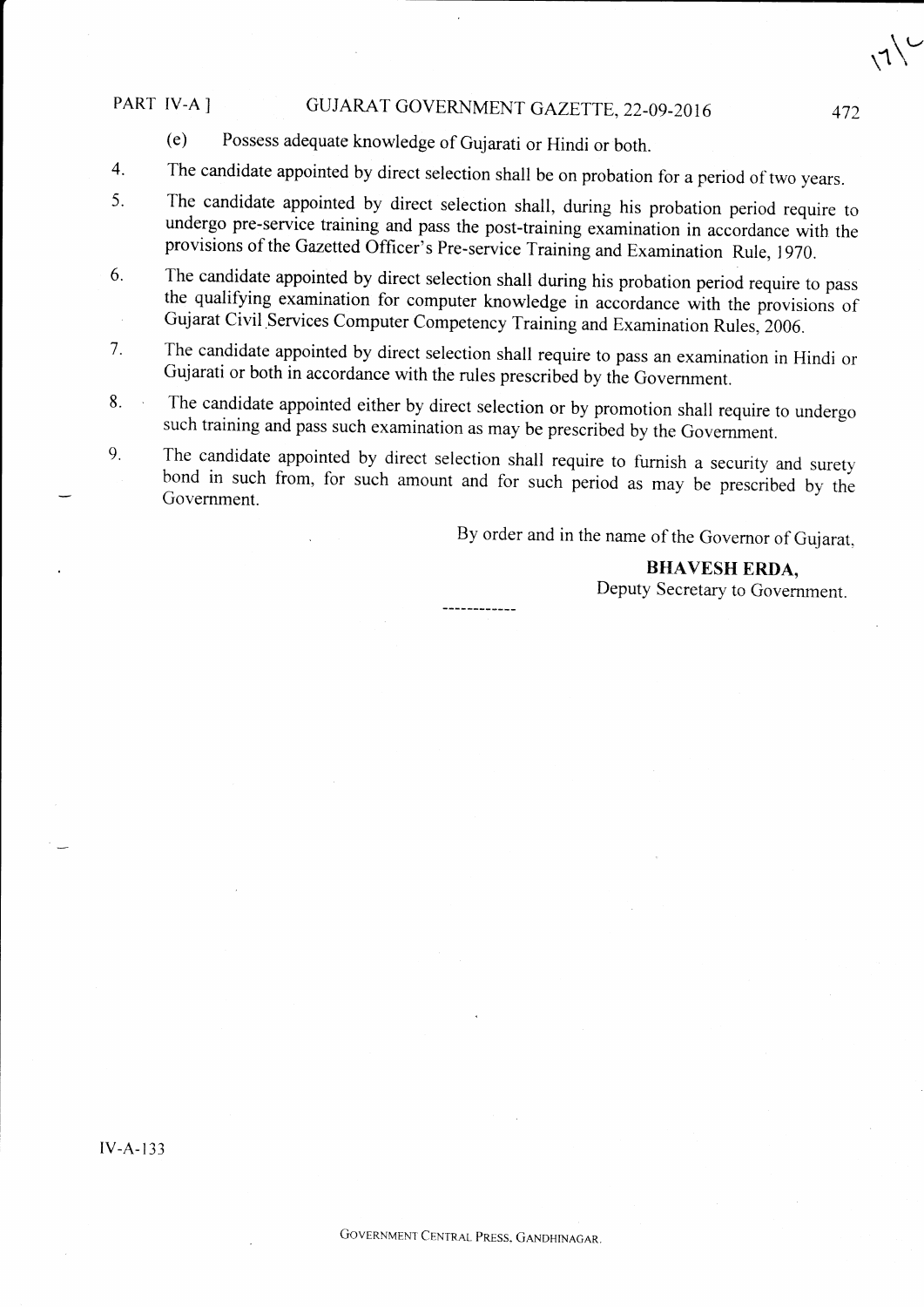(e) Possess adequate knowledge of Gujarati or Hindi or both.

4. The candidate appointed by direct selection shall be on probation for a period of two years.

5. The candidate appointed by direct selection shall, during his probation period require to undergo pre-service training and pass the post-training examination in accordance with the provisions of the Gazetted Officer's Pre-service Training and Examination Rule, 1970.

6. The candidate appointed by direct selection shall during his probation period require to pass the qualifying examination for computer knowledge in accordance with the provisions of Gujarat Civil Services Computer Competency Training and Examination Rules, 2006.

7. The candidate appointed by direct selection shall require to pass an examination in Hindi or Gujarati or both in accordance with the rules prescribed by the Government.

8. The candidate appointed either by direct selection or by promotion shall require to undergo such training and pass such examination as may be prescribed by the Government.

9. The candidate appointed by direct selection shall require to furnish a security and surety bond in such from, for such amount and for such period as may be prescribed by the Government.

By order and in the name of the Governor of Gujarat,

**BHAVESH ERDA,**
Deputy Secretary to Government.

------------

IV-A-133

GOVERNMENT CENTRAL PRESS, GANDHINAGAR.